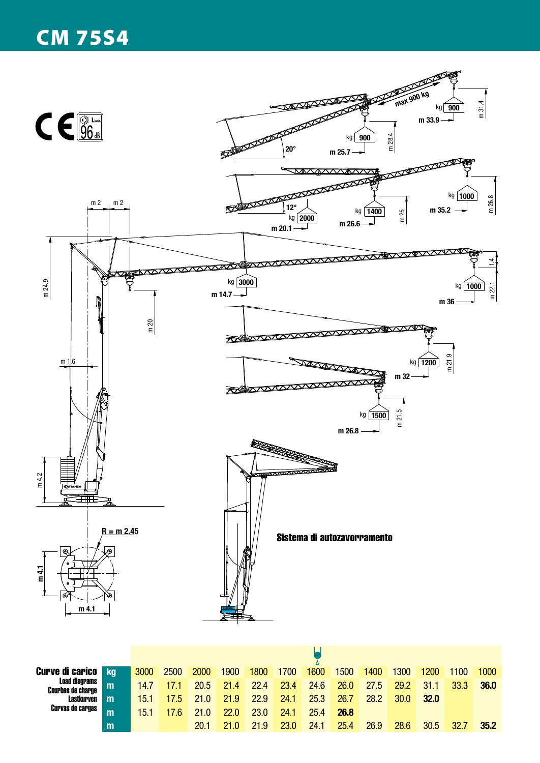# CM 75S4

Sistema di autozavorramento

| Curve di carico / Load diagrams / Courbes de charge / Lastkurven / Curvas de cargas | | | | | | | | | | | | | | |
|---|---|---|---|---|---|---|---|---|---|---|---|---|---|---|
| | kg | 3000 | 2500 | 2000 | 1900 | 1800 | 1700 | 1600 | 1500 | 1400 | 1300 | 1200 | 1100 | 1000 |
| | m | 14.7 | 17.1 | 20.5 | 21.4 | 22.4 | 23.4 | 24.6 | 26.0 | 27.5 | 29.2 | 31.1 | 33.3 | **36.0** |
| | m | 15.1 | 17.5 | 21.0 | 21.9 | 22.9 | 24.1 | 25.3 | 26.7 | 28.2 | 30.0 | **32.0** | | |
| | m | 15.1 | 17.6 | 21.0 | 22.0 | 23.0 | 24.1 | 25.4 | **26.8** | | | | | |
| | m | | | 20.1 | 21.0 | 21.9 | 23.0 | 24.1 | 25.4 | 26.9 | 28.6 | 30.5 | 32.7 | **35.2** |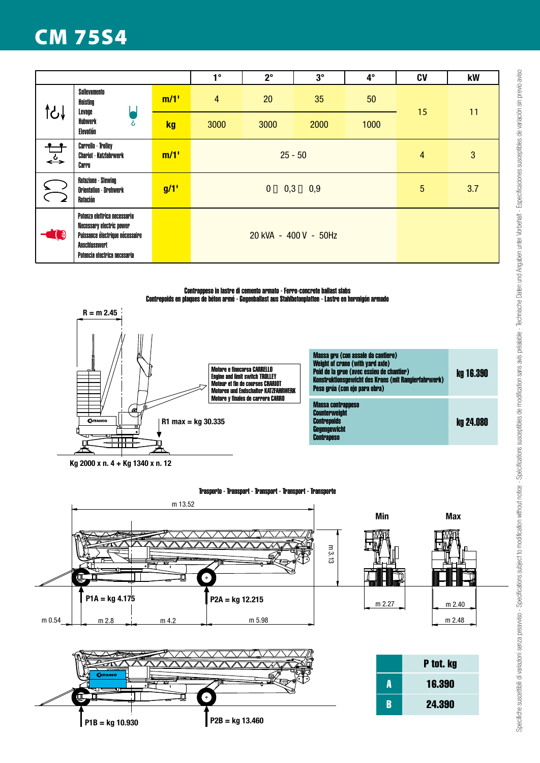# CM 75S4

| | | | 1° | 2° | 3° | 4° | CV | kW |
|---|---|---|---|---|---|---|---|---|
| | Sollevamento<br>Hoisting<br>Levage<br>Hubwerk<br>Elevatión | m/1' | 4 | 20 | 35 | 50 | 15 | 11 |
| | | kg | 3000 | 3000 | 2000 | 1000 | | |
| | Carrello - Trolley<br>Chariot - Katzfahrwerk<br>Carro | m/1' | 25 - 50 | | | | 4 | 3 |
| | Rotazione - Slewing<br>Orientation - Drehwerk<br>Rotación | g/1' | 0 ÷ 0,3 ÷ 0,9 | | | | 5 | 3.7 |
| | Potenza elettrica necessaria<br>Necessary electric power<br>Puissance électrique nécessaire<br>Anschlusswert<br>Potencia eléctrica necesaria | | 20 kVA - 400 V - 50Hz | | | | | |

**Contrappeso in lastre di cemento armato - Ferro-concrete ballast slabs**
**Contrepoids en plaques de béton armé - Gegenballast aus Stahlbetonplatten - Lastre en hormigón armado**

R = m 2.45

Motore e finecorsa CARRELLO
Engine and limit switch TROLLEY
Moteur et fin de courses CHARIOT
Motoren und Endschalter KATZFAHRWERK
Motore y finales de carrera CARRO

R1 max = kg 30.335

Kg 2000 x n. 4 + Kg 1340 x n. 12

| | |
|---|---|
| Massa gru (con assale da cantiere)<br>Weight of crane (with yard axle)<br>Poid de la grue (avec essieu de chantier)<br>Konstruktionsgewicht des Krans (mit Rangierfahrwerk)<br>Peso grúa (con eje para obra) | kg 16.390 |
| Massa contrappeso<br>Counterweight<br>Contrepoids<br>Gegengewicht<br>Contrapeso | kg 24.080 |

**Trasporto - Transport - Transport - Transport - Transporte**

m 13.52 — m 3.13

P1A = kg 4.175 — P2A = kg 12.215

m 0.54 — m 2.8 — m 4.2 — m 5.98

Min: m 2.27 — Max: m 2.40 / m 2.48

P1B = kg 10.930 — P2B = kg 13.460

| | P tot. kg |
|---|---|
| A | 16.390 |
| B | 24.390 |

Specifiche suscettibili di variazioni senza preavviso - Specifications subject to modification without notice - Spécifications susceptibles de modification sans avis préalable - Technische Daten und Angaben unter Vorbehalt - Especificaciones susceptibles de variación sin previo aviso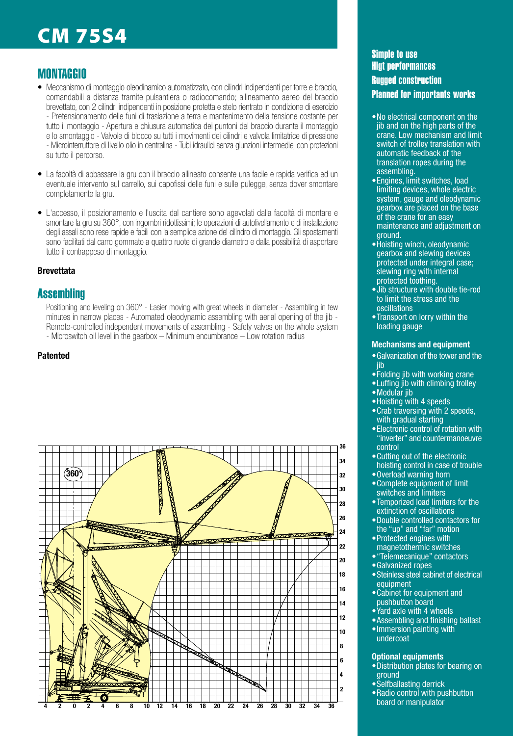# CM 75S4

## MONTAGGIO

- Meccanismo di montaggio oleodinamico automatizzato, con cilindri indipendenti per torre e braccio, comandabili a distanza tramite pulsantiera o radiocomando; allineamento aereo del braccio brevettato, con 2 cilindri indipendenti in posizione protetta e stelo rientrato in condizione di esercizio - Pretensionamento delle funi di traslazione a terra e mantenimento della tensione costante per tutto il montaggio - Apertura e chiusura automatica dei puntoni del braccio durante il montaggio e lo smontaggio - Valvole di blocco su tutti i movimenti dei cilindri e valvola limitatrice di pressione - Microinterruttore di livello olio in centralina - Tubi idraulici senza giunzioni intermedie, con protezioni su tutto il percorso.
- La facoltà di abbassare la gru con il braccio allineato consente una facile e rapida verifica ed un eventuale intervento sul carrello, sui capofissi delle funi e sulle pulegge, senza dover smontare completamente la gru.
- L'accesso, il posizionamento e l'uscita dal cantiere sono agevolati dalla facoltà di montare e smontare la gru su 360°, con ingombri ridottissimi; le operazioni di autolivellamento e di installazione degli assali sono rese rapide e facili con la semplice azione del cilindro di montaggio. Gli spostamenti sono facilitati dal carro gommato a quattro ruote di grande diametro e dalla possibilità di asportare tutto il contrappeso di montaggio.

**Brevettata**

## Assembling

Positioning and leveling on 360° - Easier moving with great wheels in diameter - Assembling in few minutes in narrow places - Automated oleodynamic assembling with aerial opening of the jib - Remote-controlled independent movements of assembling - Safety valves on the whole system - Microswitch oil level in the gearbox – Minimum encumbrance – Low rotation radius

**Patented**

360°

36
34
32
30
28
26
24
22
20
18
16
14
12
10
8
6
4
2

4 2 0 2 4 6 8 10 12 14 16 18 20 22 24 26 28 30 32 34 36

### Simple to use
### Higt performances
### Rugged construction
### Planned for importants works

- No electrical component on the jib and on the high parts of the crane. Low mechanism and limit switch of trolley translation with automatic feedback of the translation ropes during the assembling.
- Engines, limit switches, load limiting devices, whole electric system, gauge and oleodynamic gearbox are placed on the base of the crane for an easy maintenance and adjustment on ground.
- Hoisting winch, oleodynamic gearbox and slewing devices protected under integral case; slewing ring with internal protected toothing.
- Jib structure with double tie-rod to limit the stress and the oscillations
- Transport on lorry within the loading gauge

### Mechanisms and equipment

- Galvanization of the tower and the jib
- Folding jib with working crane
- Luffing jib with climbing trolley
- Modular jib
- Hoisting with 4 speeds
- Crab traversing with 2 speeds, with gradual starting
- Electronic control of rotation with "inverter" and countermanoeuvre control
- Cutting out of the electronic hoisting control in case of trouble
- Overload warning horn
- Complete equipment of limit switches and limiters
- Temporized load limiters for the extinction of oscillations
- Double controlled contactors for the "up" and "far" motion
- Protected engines with magnetothermic switches
- "Telemecanique" contactors
- Galvanized ropes
- Steinless steel cabinet of electrical equipment
- Cabinet for equipment and pushbutton board
- Yard axle with 4 wheels
- Assembling and finishing ballast
- Immersion painting with undercoat

### Optional equipments

- Distribution plates for bearing on ground
- Selfballasting derrick
- Radio control with pushbutton board or manipulator